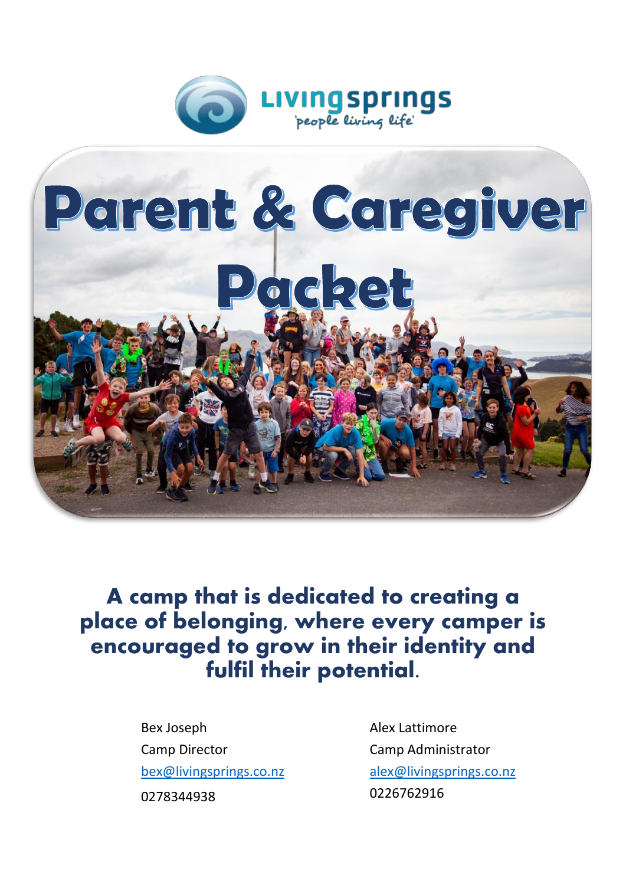Livingsprings
'people living life'

# Parent & Caregiver Packet

**A camp that is dedicated to creating a place of belonging, where every camper is encouraged to grow in their identity and fulfil their potential.**

Bex Joseph
Camp Director
bex@livingsprings.co.nz
0278344938

Alex Lattimore
Camp Administrator
alex@livingsprings.co.nz
0226762916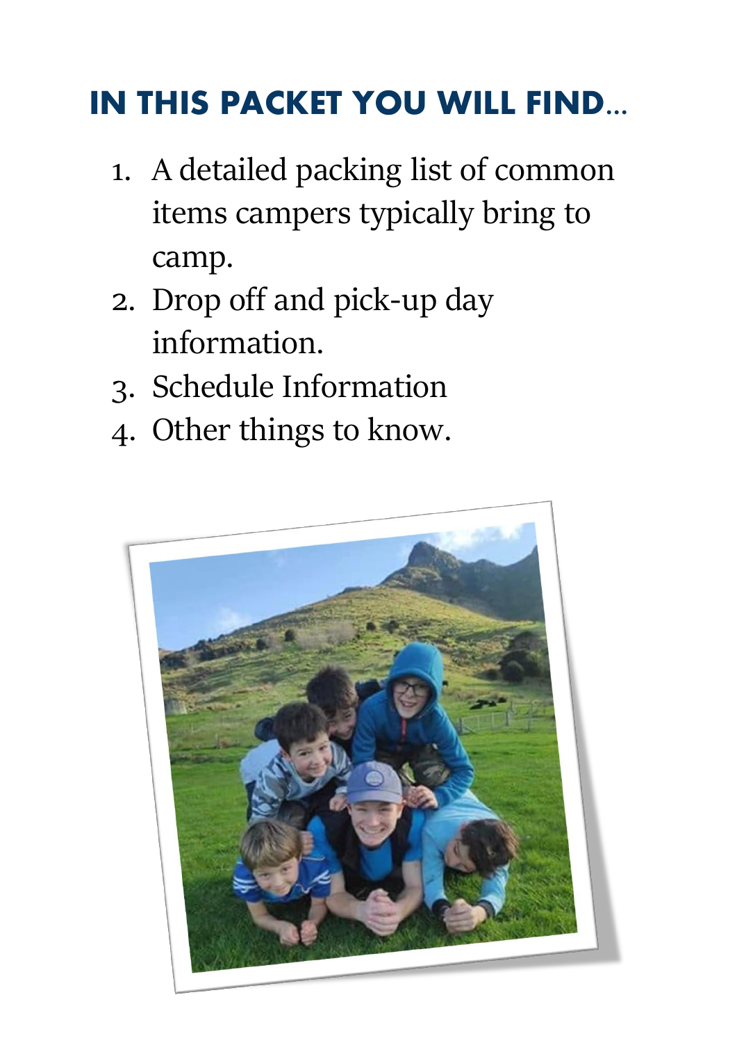## IN THIS PACKET YOU WILL FIND...

1. A detailed packing list of common items campers typically bring to camp.
2. Drop off and pick-up day information.
3. Schedule Information
4. Other things to know.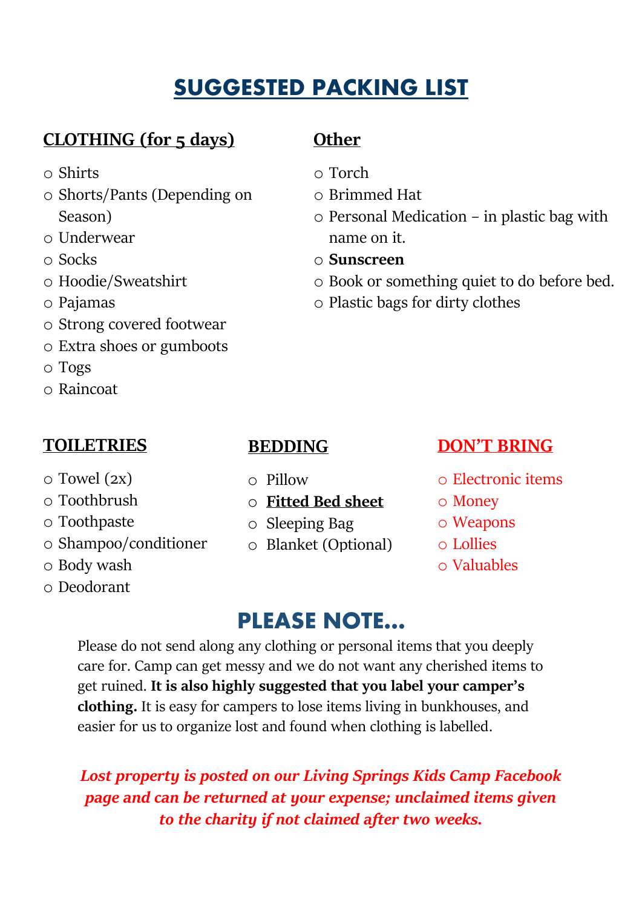# SUGGESTED PACKING LIST

## CLOTHING (for 5 days)

- Shirts
- Shorts/Pants (Depending on Season)
- Underwear
- Socks
- Hoodie/Sweatshirt
- Pajamas
- Strong covered footwear
- Extra shoes or gumboots
- Togs
- Raincoat

## Other

- Torch
- Brimmed Hat
- Personal Medication – in plastic bag with name on it.
- **Sunscreen**
- Book or something quiet to do before bed.
- Plastic bags for dirty clothes

## TOILETRIES

- Towel (2x)
- Toothbrush
- Toothpaste
- Shampoo/conditioner
- Body wash
- Deodorant

## BEDDING

- Pillow
- **Fitted Bed sheet**
- Sleeping Bag
- Blanket (Optional)

## DON'T BRING

- Electronic items
- Money
- Weapons
- Lollies
- Valuables

# PLEASE NOTE…

Please do not send along any clothing or personal items that you deeply care for. Camp can get messy and we do not want any cherished items to get ruined. **It is also highly suggested that you label your camper's clothing.** It is easy for campers to lose items living in bunkhouses, and easier for us to organize lost and found when clothing is labelled.

***Lost property is posted on our Living Springs Kids Camp Facebook page and can be returned at your expense; unclaimed items given to the charity if not claimed after two weeks.***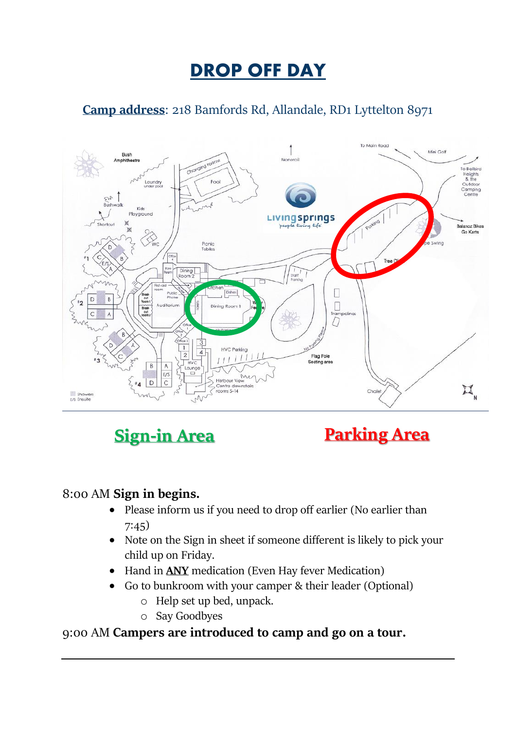# DROP OFF DAY

**Camp address**: 218 Bamfords Rd, Allandale, RD1 Lyttelton 8971

**Sign-in Area** **Parking Area**

8:00 AM **Sign in begins.**

- Please inform us if you need to drop off earlier (No earlier than 7:45)
- Note on the Sign in sheet if someone different is likely to pick your child up on Friday.
- Hand in **ANY** medication (Even Hay fever Medication)
- Go to bunkroom with your camper & their leader (Optional)
  - Help set up bed, unpack.
  - Say Goodbyes

9:00 AM **Campers are introduced to camp and go on a tour.**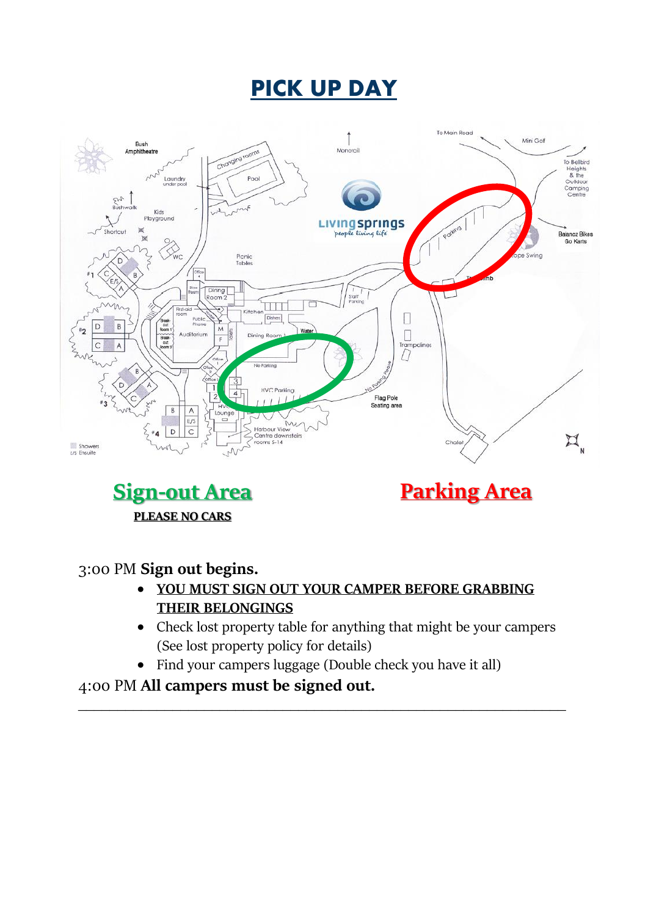# PICK UP DAY

**Sign-out Area**

**PLEASE NO CARS**

**Parking Area**

3:00 PM **Sign out begins.**

- **YOU MUST SIGN OUT YOUR CAMPER BEFORE GRABBING THEIR BELONGINGS**
- Check lost property table for anything that might be your campers (See lost property policy for details)
- Find your campers luggage (Double check you have it all)

4:00 PM **All campers must be signed out.**

---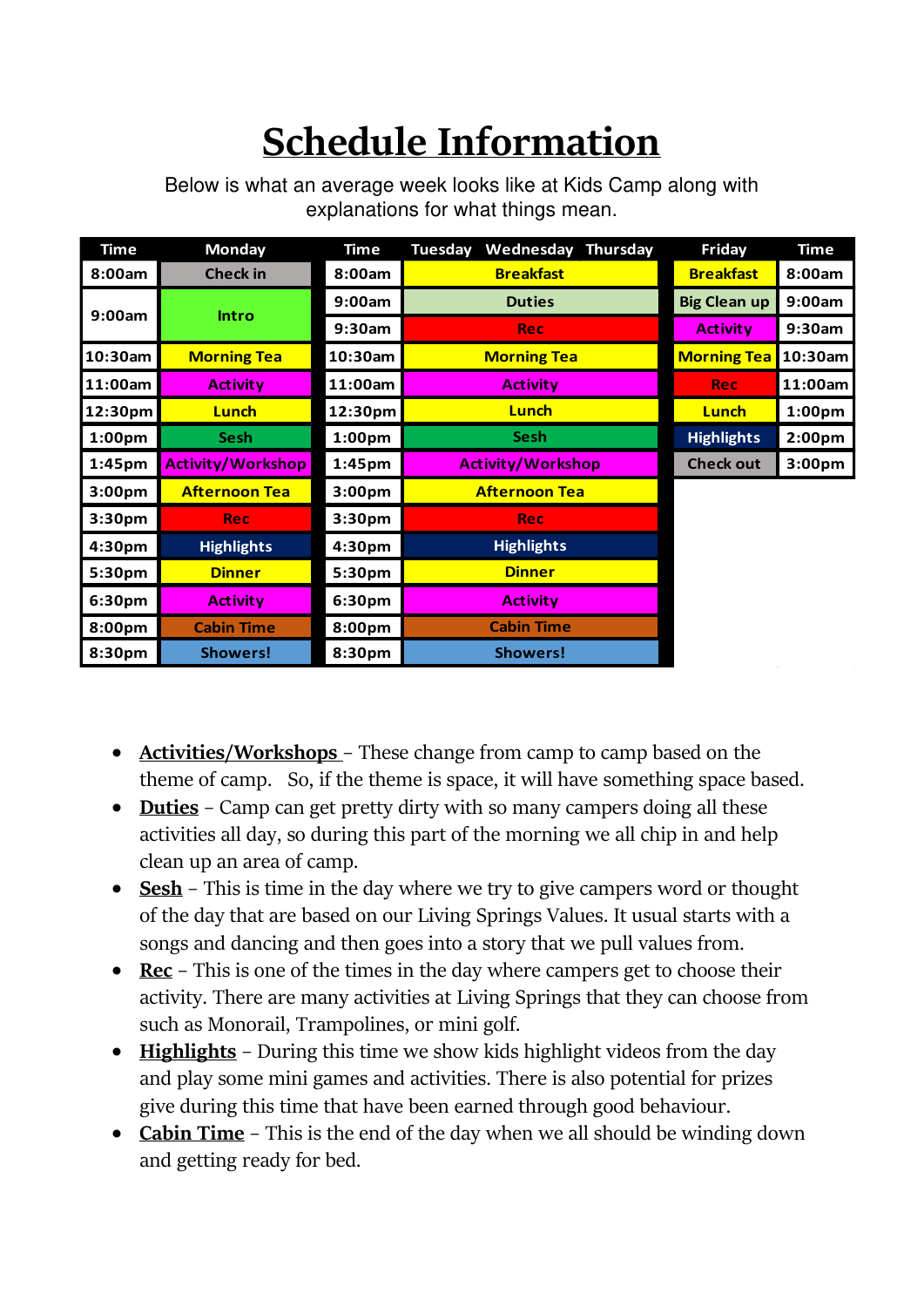# Schedule Information

Below is what an average week looks like at Kids Camp along with explanations for what things mean.

| Time | Monday | Time | Tuesday Wednesday Thursday | Friday | Time |
|---|---|---|---|---|---|
| 8:00am | Check in | 8:00am | Breakfast | Breakfast | 8:00am |
| 9:00am | Intro | 9:00am | Duties | Big Clean up | 9:00am |
| | | 9:30am | Rec | Activity | 9:30am |
| 10:30am | Morning Tea | 10:30am | Morning Tea | Morning Tea | 10:30am |
| 11:00am | Activity | 11:00am | Activity | Rec | 11:00am |
| 12:30pm | Lunch | 12:30pm | Lunch | Lunch | 1:00pm |
| 1:00pm | Sesh | 1:00pm | Sesh | Highlights | 2:00pm |
| 1:45pm | Activity/Workshop | 1:45pm | Activity/Workshop | Check out | 3:00pm |
| 3:00pm | Afternoon Tea | 3:00pm | Afternoon Tea | | |
| 3:30pm | Rec | 3:30pm | Rec | | |
| 4:30pm | Highlights | 4:30pm | Highlights | | |
| 5:30pm | Dinner | 5:30pm | Dinner | | |
| 6:30pm | Activity | 6:30pm | Activity | | |
| 8:00pm | Cabin Time | 8:00pm | Cabin Time | | |
| 8:30pm | Showers! | 8:30pm | Showers! | | |

- **Activities/Workshops** – These change from camp to camp based on the theme of camp. So, if the theme is space, it will have something space based.
- **Duties** – Camp can get pretty dirty with so many campers doing all these activities all day, so during this part of the morning we all chip in and help clean up an area of camp.
- **Sesh** – This is time in the day where we try to give campers word or thought of the day that are based on our Living Springs Values. It usual starts with a songs and dancing and then goes into a story that we pull values from.
- **Rec** – This is one of the times in the day where campers get to choose their activity. There are many activities at Living Springs that they can choose from such as Monorail, Trampolines, or mini golf.
- **Highlights** – During this time we show kids highlight videos from the day and play some mini games and activities. There is also potential for prizes give during this time that have been earned through good behaviour.
- **Cabin Time** – This is the end of the day when we all should be winding down and getting ready for bed.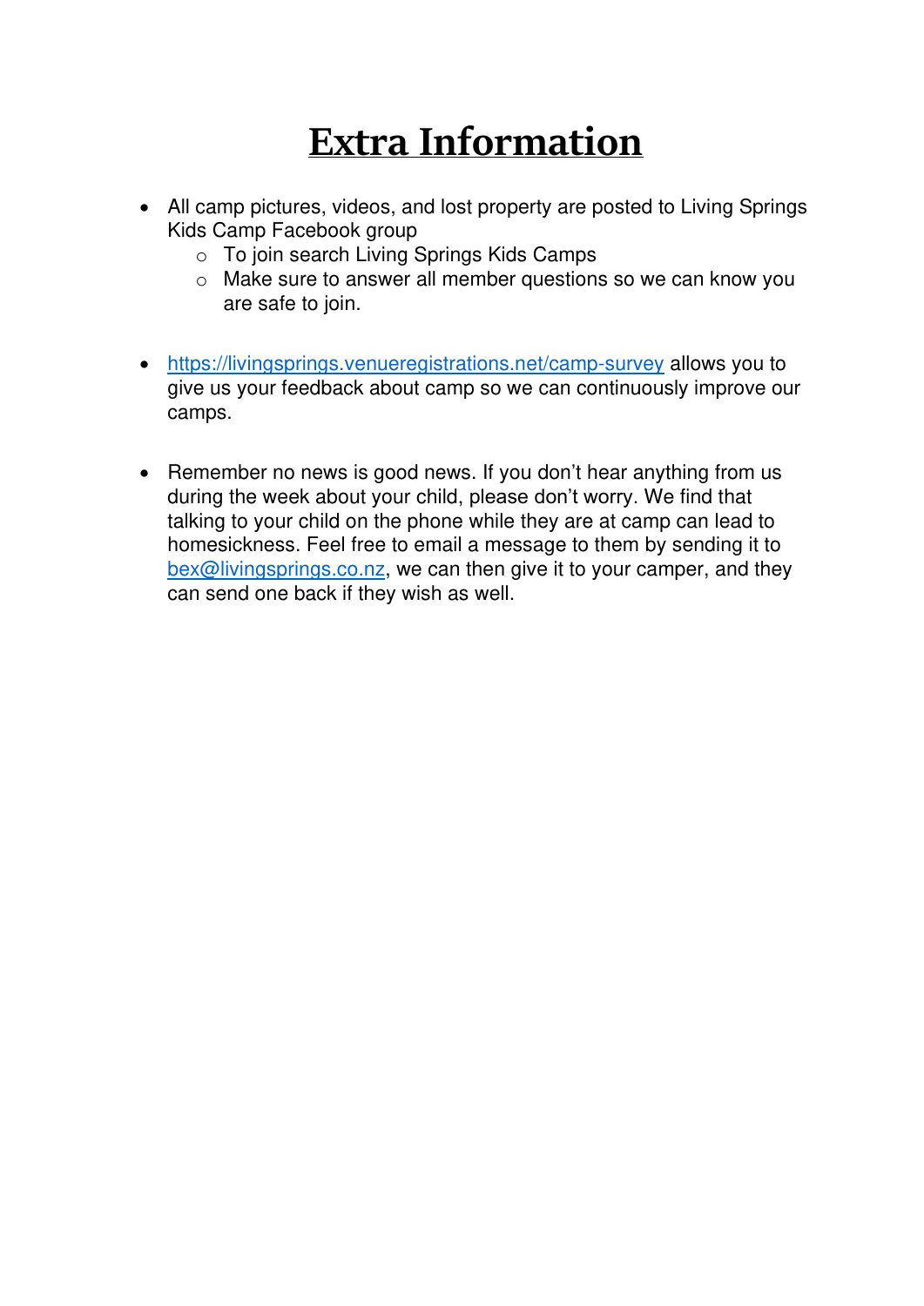# Extra Information

- All camp pictures, videos, and lost property are posted to Living Springs Kids Camp Facebook group
  - To join search Living Springs Kids Camps
  - Make sure to answer all member questions so we can know you are safe to join.

- https://livingsprings.venueregistrations.net/camp-survey allows you to give us your feedback about camp so we can continuously improve our camps.

- Remember no news is good news. If you don't hear anything from us during the week about your child, please don't worry. We find that talking to your child on the phone while they are at camp can lead to homesickness. Feel free to email a message to them by sending it to bex@livingsprings.co.nz, we can then give it to your camper, and they can send one back if they wish as well.